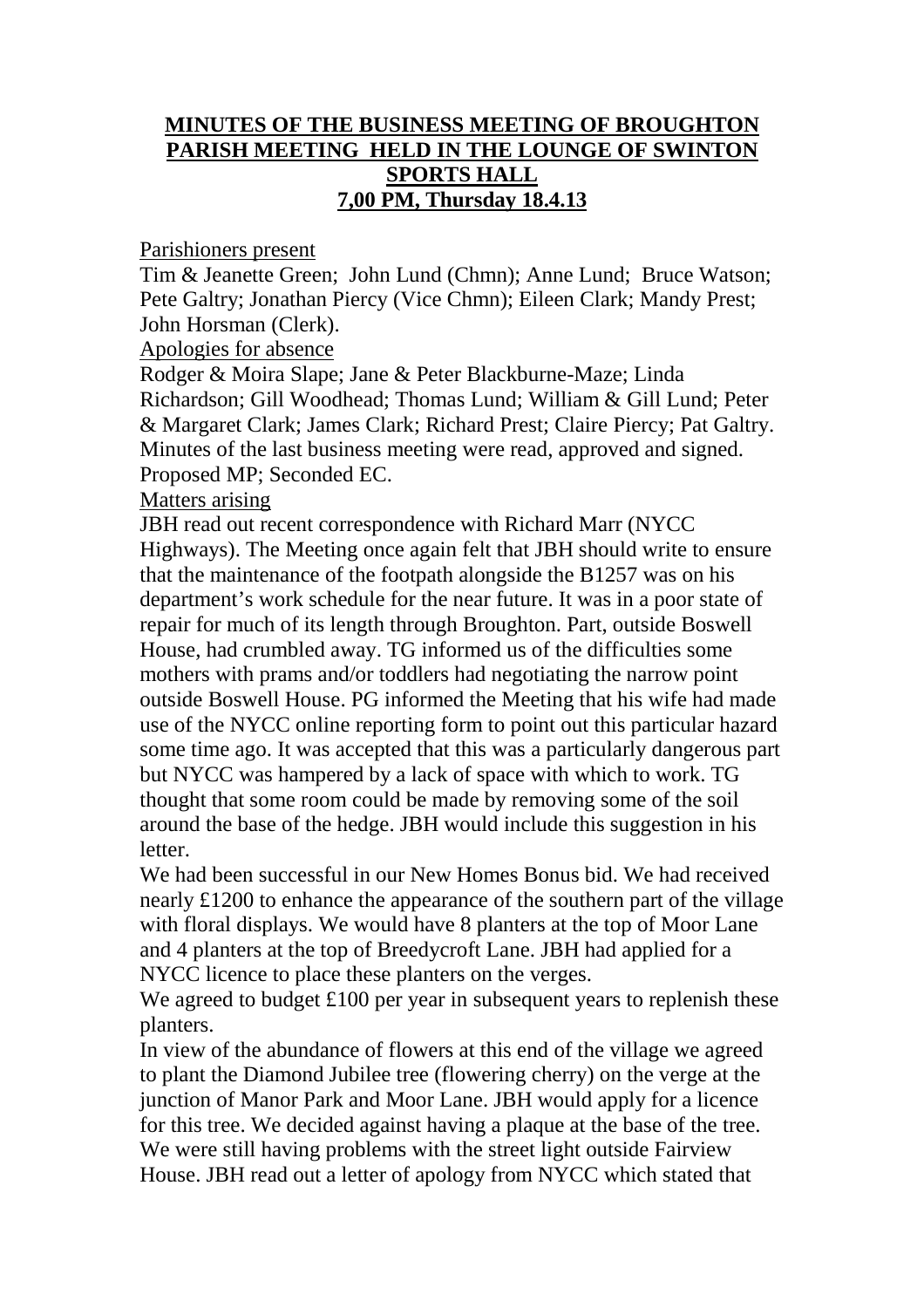**MINUTES OF THE BUSINESS MEETING OF BROUGHTON PARISH MEETING HELD IN THE LOUNGE OF SWINTON SPORTS HALL**
**7,00 PM, Thursday 18.4.13**

Parishioners present

Tim & Jeanette Green; John Lund (Chmn); Anne Lund; Bruce Watson; Pete Galtry; Jonathan Piercy (Vice Chmn); Eileen Clark; Mandy Prest; John Horsman (Clerk).

Apologies for absence

Rodger & Moira Slape; Jane & Peter Blackburne-Maze; Linda Richardson; Gill Woodhead; Thomas Lund; William & Gill Lund; Peter & Margaret Clark; James Clark; Richard Prest; Claire Piercy; Pat Galtry.

Minutes of the last business meeting were read, approved and signed. Proposed MP; Seconded EC.

Matters arising

JBH read out recent correspondence with Richard Marr (NYCC Highways). The Meeting once again felt that JBH should write to ensure that the maintenance of the footpath alongside the B1257 was on his department's work schedule for the near future. It was in a poor state of repair for much of its length through Broughton. Part, outside Boswell House, had crumbled away. TG informed us of the difficulties some mothers with prams and/or toddlers had negotiating the narrow point outside Boswell House. PG informed the Meeting that his wife had made use of the NYCC online reporting form to point out this particular hazard some time ago. It was accepted that this was a particularly dangerous part but NYCC was hampered by a lack of space with which to work. TG thought that some room could be made by removing some of the soil around the base of the hedge. JBH would include this suggestion in his letter.

We had been successful in our New Homes Bonus bid. We had received nearly £1200 to enhance the appearance of the southern part of the village with floral displays. We would have 8 planters at the top of Moor Lane and 4 planters at the top of Breedycroft Lane. JBH had applied for a NYCC licence to place these planters on the verges.

We agreed to budget £100 per year in subsequent years to replenish these planters.

In view of the abundance of flowers at this end of the village we agreed to plant the Diamond Jubilee tree (flowering cherry) on the verge at the junction of Manor Park and Moor Lane. JBH would apply for a licence for this tree. We decided against having a plaque at the base of the tree.

We were still having problems with the street light outside Fairview House. JBH read out a letter of apology from NYCC which stated that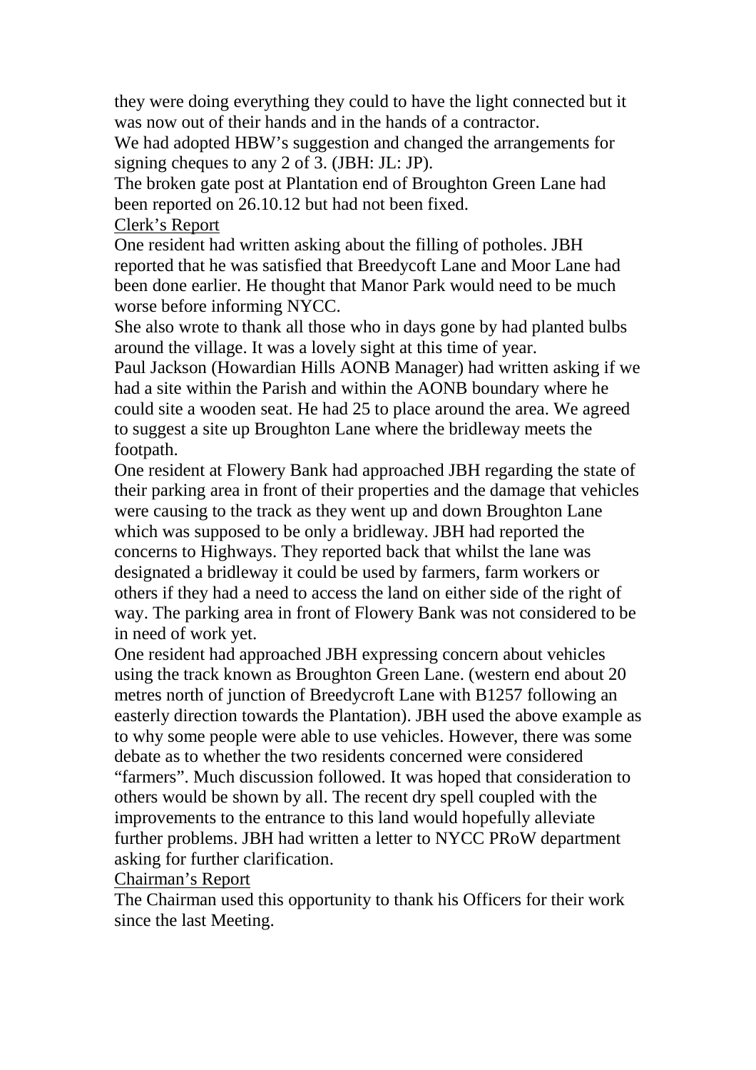they were doing everything they could to have the light connected but it was now out of their hands and in the hands of a contractor.

We had adopted HBW's suggestion and changed the arrangements for signing cheques to any 2 of 3. (JBH: JL: JP).

The broken gate post at Plantation end of Broughton Green Lane had been reported on 26.10.12 but had not been fixed.

<u>Clerk's Report</u>

One resident had written asking about the filling of potholes. JBH reported that he was satisfied that Breedycoft Lane and Moor Lane had been done earlier. He thought that Manor Park would need to be much worse before informing NYCC.

She also wrote to thank all those who in days gone by had planted bulbs around the village. It was a lovely sight at this time of year.

Paul Jackson (Howardian Hills AONB Manager) had written asking if we had a site within the Parish and within the AONB boundary where he could site a wooden seat. He had 25 to place around the area. We agreed to suggest a site up Broughton Lane where the bridleway meets the footpath.

One resident at Flowery Bank had approached JBH regarding the state of their parking area in front of their properties and the damage that vehicles were causing to the track as they went up and down Broughton Lane which was supposed to be only a bridleway. JBH had reported the concerns to Highways. They reported back that whilst the lane was designated a bridleway it could be used by farmers, farm workers or others if they had a need to access the land on either side of the right of way. The parking area in front of Flowery Bank was not considered to be in need of work yet.

One resident had approached JBH expressing concern about vehicles using the track known as Broughton Green Lane. (western end about 20 metres north of junction of Breedycroft Lane with B1257 following an easterly direction towards the Plantation). JBH used the above example as to why some people were able to use vehicles. However, there was some debate as to whether the two residents concerned were considered "farmers". Much discussion followed. It was hoped that consideration to others would be shown by all. The recent dry spell coupled with the improvements to the entrance to this land would hopefully alleviate further problems. JBH had written a letter to NYCC PRoW department asking for further clarification.

<u>Chairman's Report</u>

The Chairman used this opportunity to thank his Officers for their work since the last Meeting.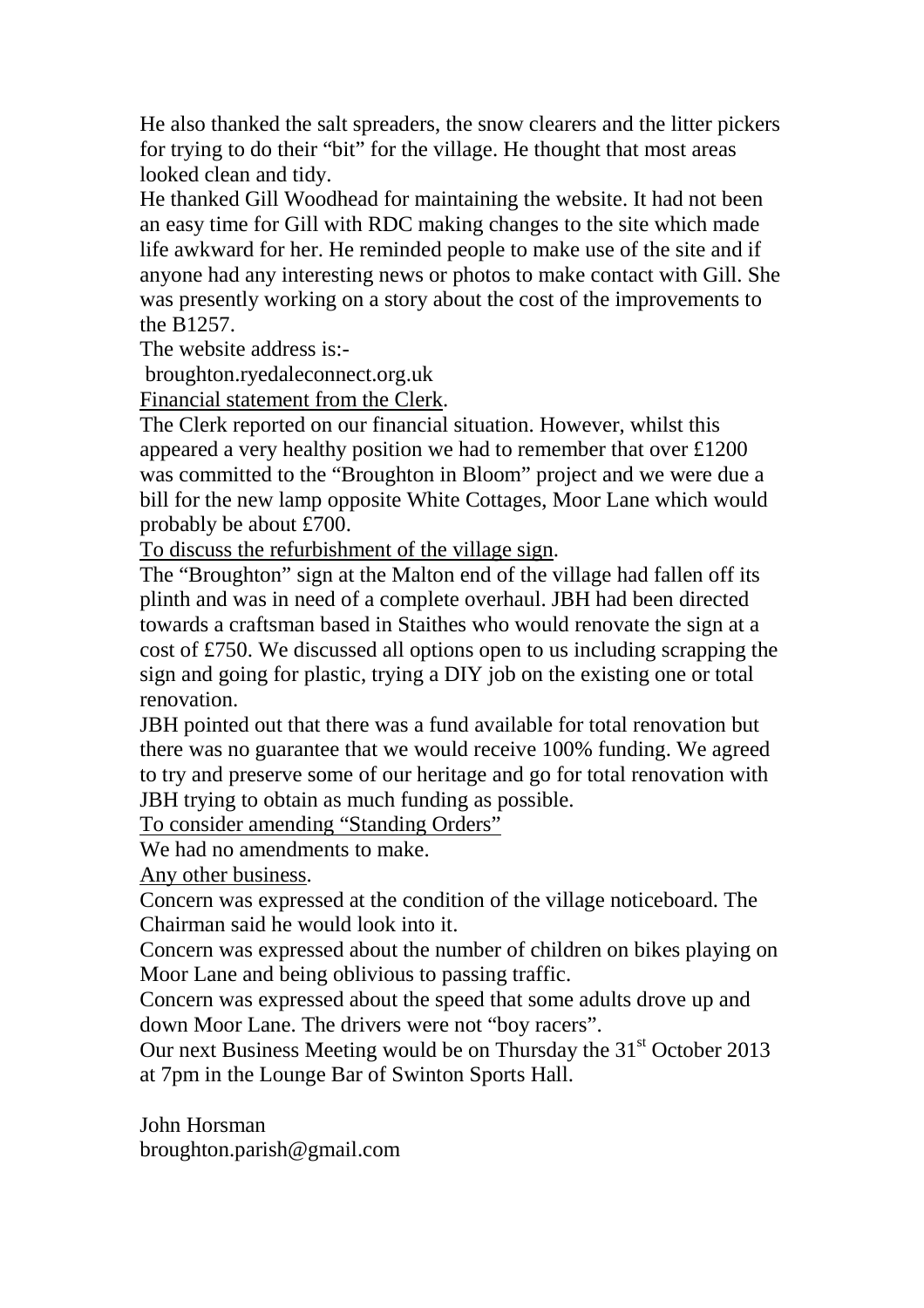He also thanked the salt spreaders, the snow clearers and the litter pickers for trying to do their "bit" for the village. He thought that most areas looked clean and tidy.

He thanked Gill Woodhead for maintaining the website. It had not been an easy time for Gill with RDC making changes to the site which made life awkward for her. He reminded people to make use of the site and if anyone had any interesting news or photos to make contact with Gill. She was presently working on a story about the cost of the improvements to the B1257.

The website address is:-

broughton.ryedaleconnect.org.uk

<u>Financial statement from the Clerk</u>.

The Clerk reported on our financial situation. However, whilst this appeared a very healthy position we had to remember that over £1200 was committed to the "Broughton in Bloom" project and we were due a bill for the new lamp opposite White Cottages, Moor Lane which would probably be about £700.

<u>To discuss the refurbishment of the village sign</u>.

The "Broughton" sign at the Malton end of the village had fallen off its plinth and was in need of a complete overhaul. JBH had been directed towards a craftsman based in Staithes who would renovate the sign at a cost of £750. We discussed all options open to us including scrapping the sign and going for plastic, trying a DIY job on the existing one or total renovation.

JBH pointed out that there was a fund available for total renovation but there was no guarantee that we would receive 100% funding. We agreed to try and preserve some of our heritage and go for total renovation with JBH trying to obtain as much funding as possible.

<u>To consider amending "Standing Orders"</u>

We had no amendments to make.

<u>Any other business</u>.

Concern was expressed at the condition of the village noticeboard. The Chairman said he would look into it.

Concern was expressed about the number of children on bikes playing on Moor Lane and being oblivious to passing traffic.

Concern was expressed about the speed that some adults drove up and down Moor Lane. The drivers were not "boy racers".

Our next Business Meeting would be on Thursday the 31st October 2013 at 7pm in the Lounge Bar of Swinton Sports Hall.

John Horsman
broughton.parish@gmail.com